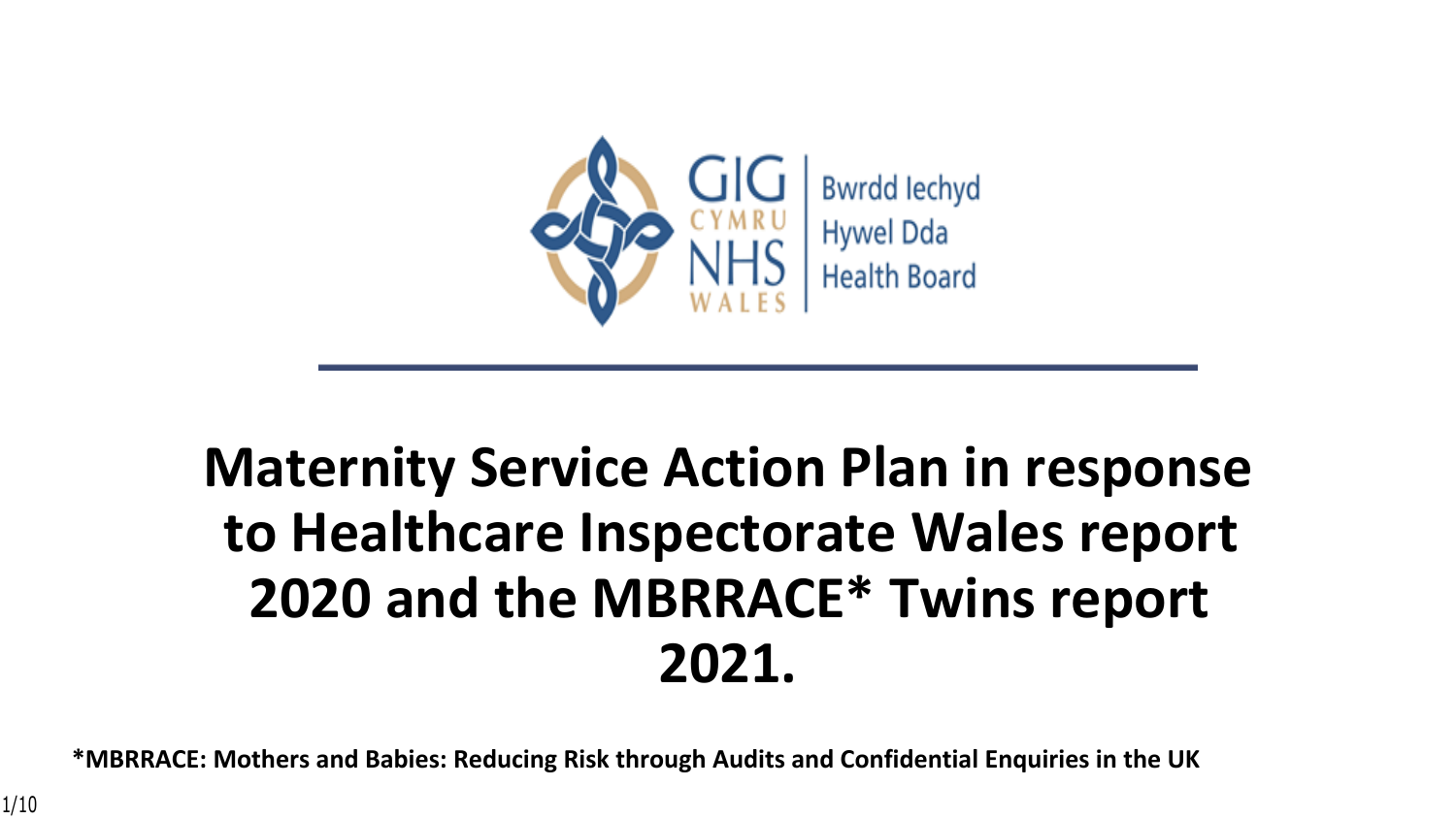GIG CYMRU NHS WALES | Bwrdd Iechyd Hywel Dda Health Board

# Maternity Service Action Plan in response to Healthcare Inspectorate Wales report 2020 and the MBRRACE* Twins report 2021.

**\*MBRRACE: Mothers and Babies: Reducing Risk through Audits and Confidential Enquiries in the UK**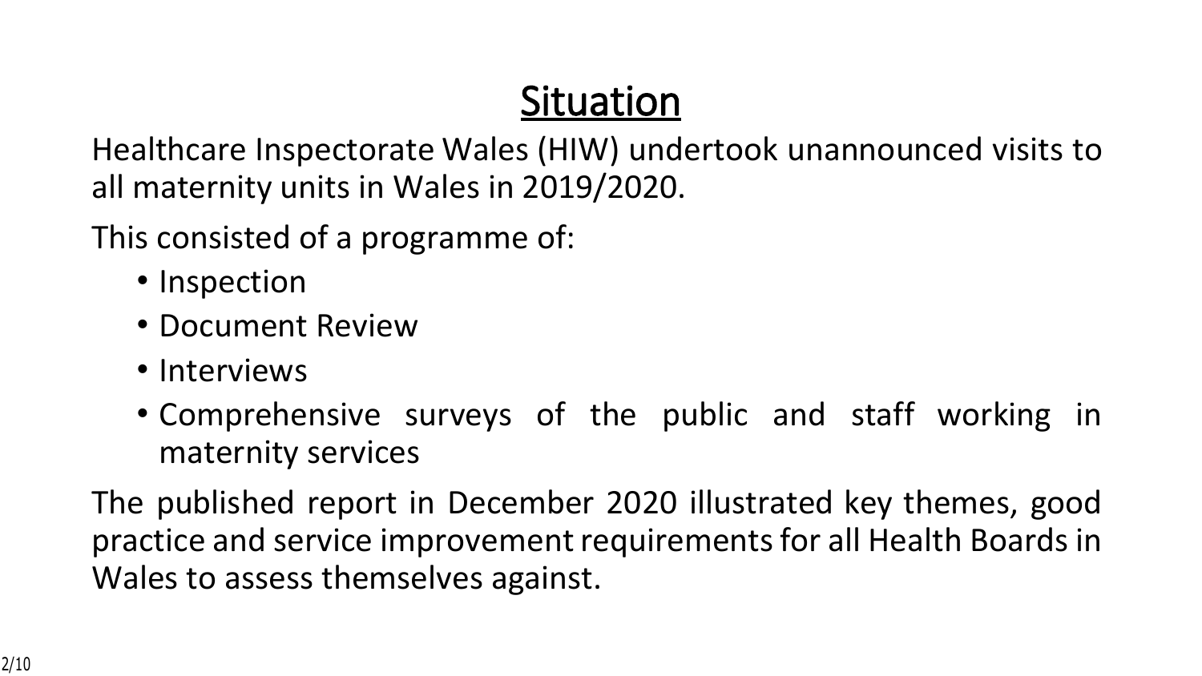# Situation

Healthcare Inspectorate Wales (HIW) undertook unannounced visits to all maternity units in Wales in 2019/2020.

This consisted of a programme of:

- Inspection
- Document Review
- Interviews
- Comprehensive surveys of the public and staff working in maternity services

The published report in December 2020 illustrated key themes, good practice and service improvement requirements for all Health Boards in Wales to assess themselves against.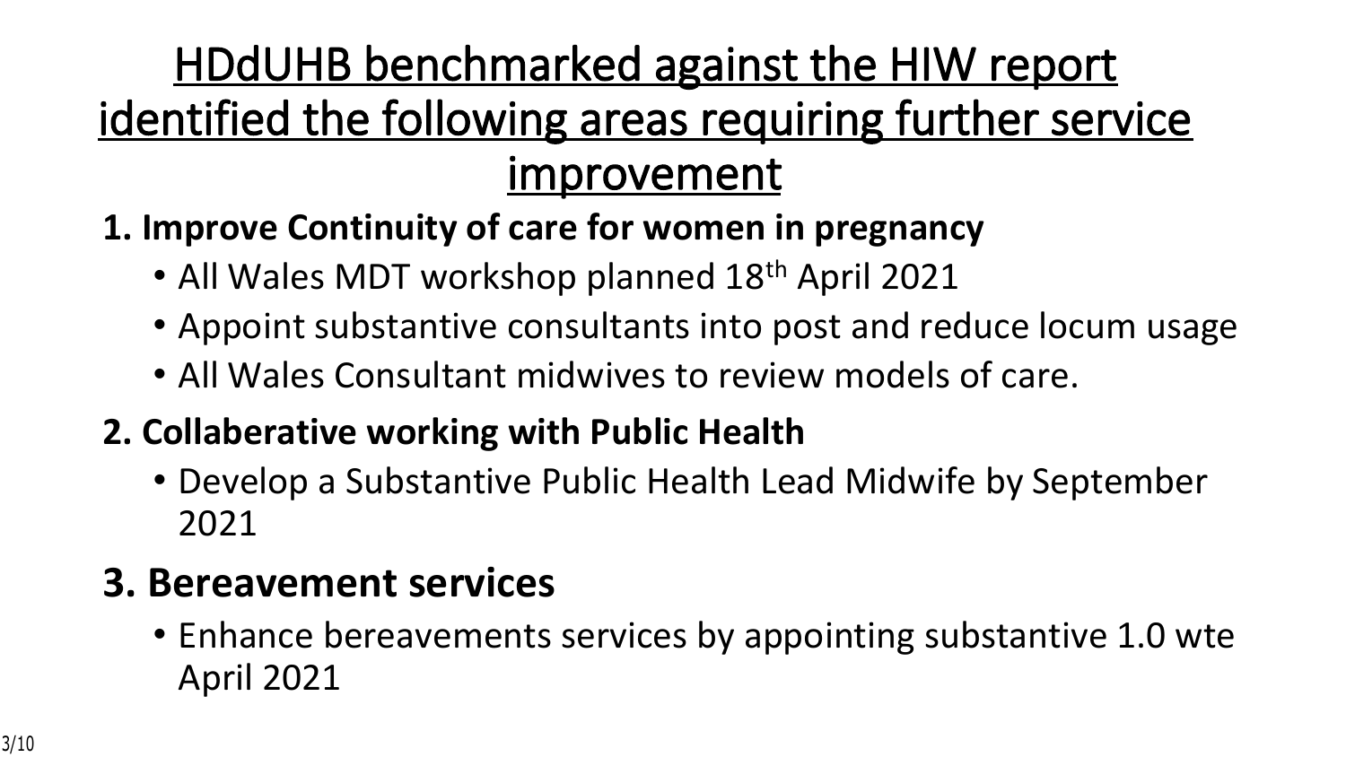# HDdUHB benchmarked against the HIW report identified the following areas requiring further service improvement

**1. Improve Continuity of care for women in pregnancy**

- All Wales MDT workshop planned 18th April 2021
- Appoint substantive consultants into post and reduce locum usage
- All Wales Consultant midwives to review models of care.

**2. Collaberative working with Public Health**

- Develop a Substantive Public Health Lead Midwife by September 2021

**3. Bereavement services**

- Enhance bereavements services by appointing substantive 1.0 wte April 2021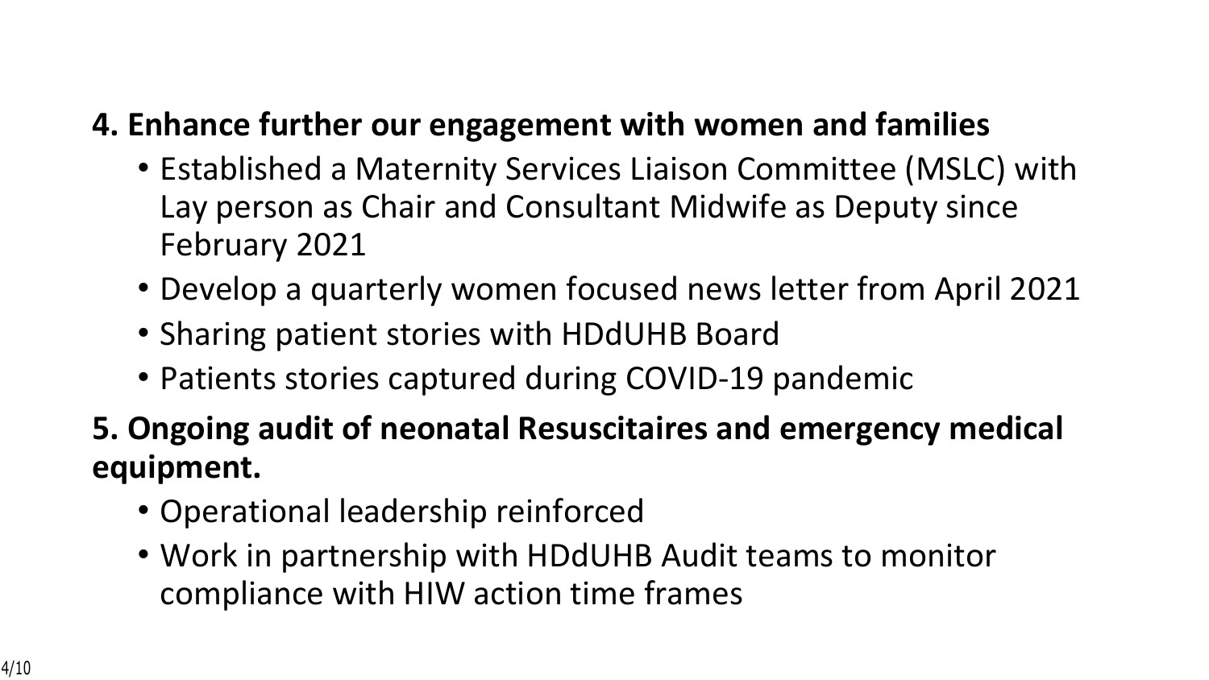**4. Enhance further our engagement with women and families**

- Established a Maternity Services Liaison Committee (MSLC) with Lay person as Chair and Consultant Midwife as Deputy since February 2021
- Develop a quarterly women focused news letter from April 2021
- Sharing patient stories with HDdUHB Board
- Patients stories captured during COVID-19 pandemic

**5. Ongoing audit of neonatal Resuscitaires and emergency medical equipment.**

- Operational leadership reinforced
- Work in partnership with HDdUHB Audit teams to monitor compliance with HIW action time frames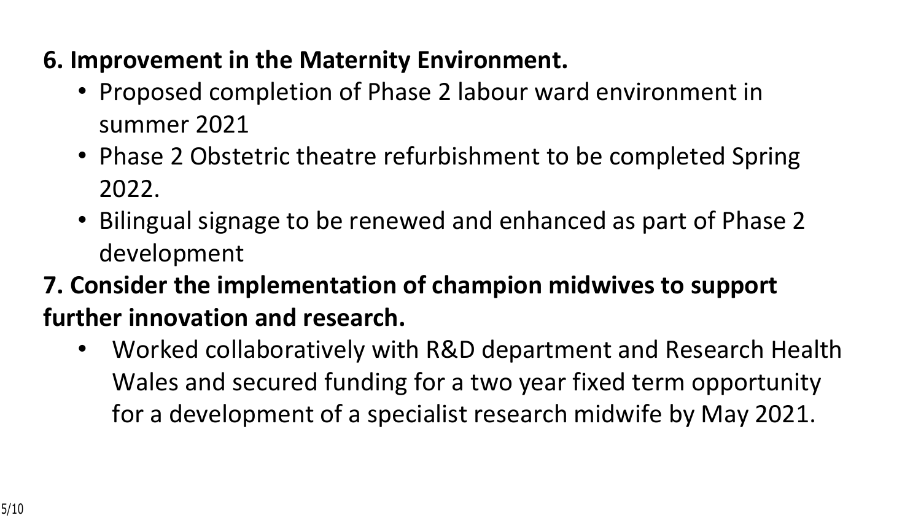**6. Improvement in the Maternity Environment.**

- Proposed completion of Phase 2 labour ward environment in summer 2021
- Phase 2 Obstetric theatre refurbishment to be completed Spring 2022.
- Bilingual signage to be renewed and enhanced as part of Phase 2 development

**7. Consider the implementation of champion midwives to support further innovation and research.**

- Worked collaboratively with R&D department and Research Health Wales and secured funding for a two year fixed term opportunity for a development of a specialist research midwife by May 2021.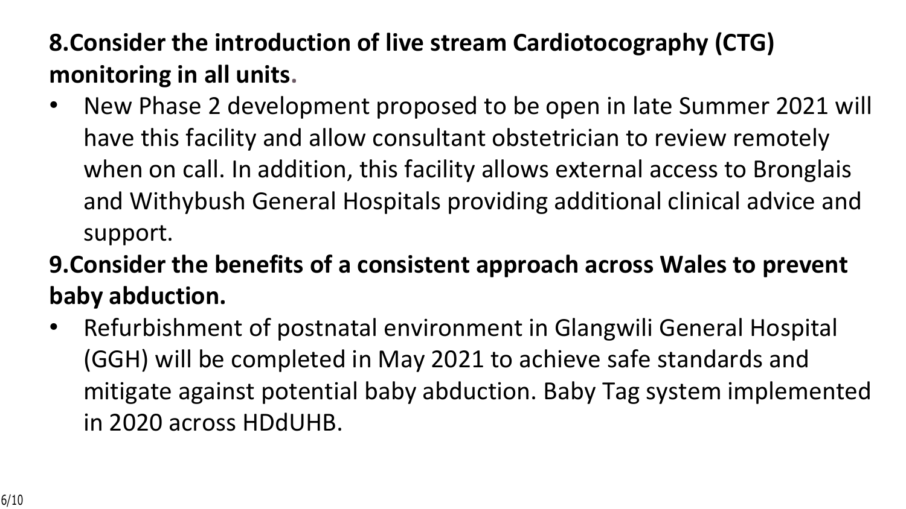**8.Consider the introduction of live stream Cardiotocography (CTG) monitoring in all units.**

- New Phase 2 development proposed to be open in late Summer 2021 will have this facility and allow consultant obstetrician to review remotely when on call. In addition, this facility allows external access to Bronglais and Withybush General Hospitals providing additional clinical advice and support.

**9.Consider the benefits of a consistent approach across Wales to prevent baby abduction.**

- Refurbishment of postnatal environment in Glangwili General Hospital (GGH) will be completed in May 2021 to achieve safe standards and mitigate against potential baby abduction. Baby Tag system implemented in 2020 across HDdUHB.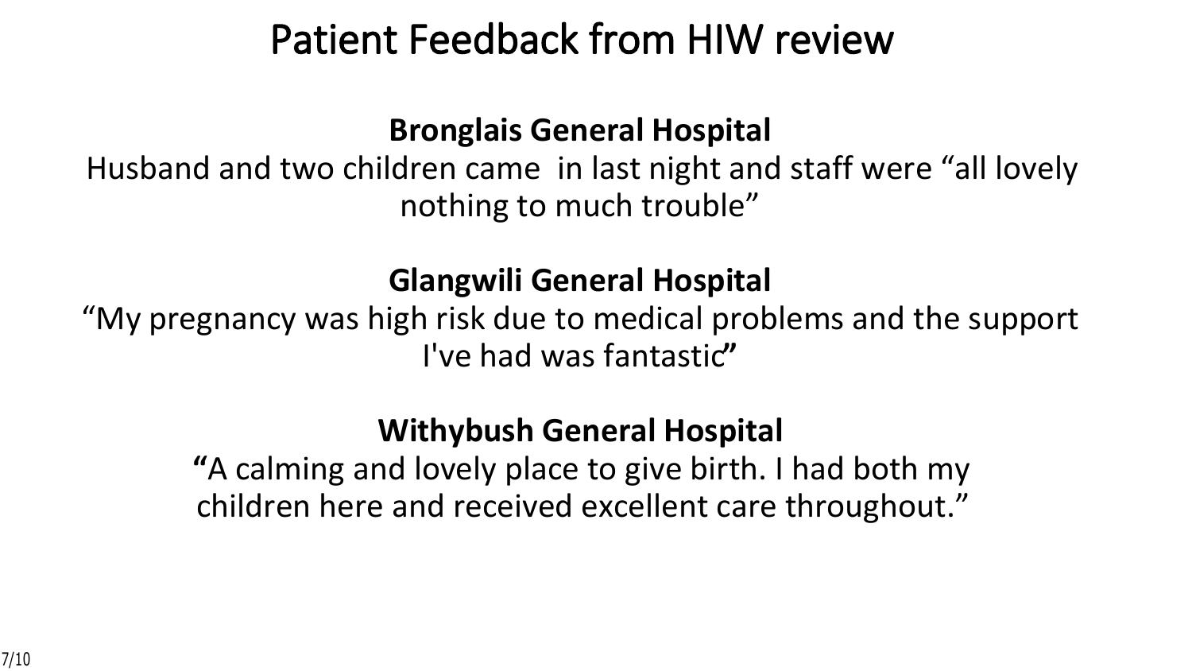# Patient Feedback from HIW review

**Bronglais General Hospital**

Husband and two children came in last night and staff were "all lovely nothing to much trouble"

**Glangwili General Hospital**

"My pregnancy was high risk due to medical problems and the support I've had was fantastic"

**Withybush General Hospital**

"A calming and lovely place to give birth. I had both my children here and received excellent care throughout."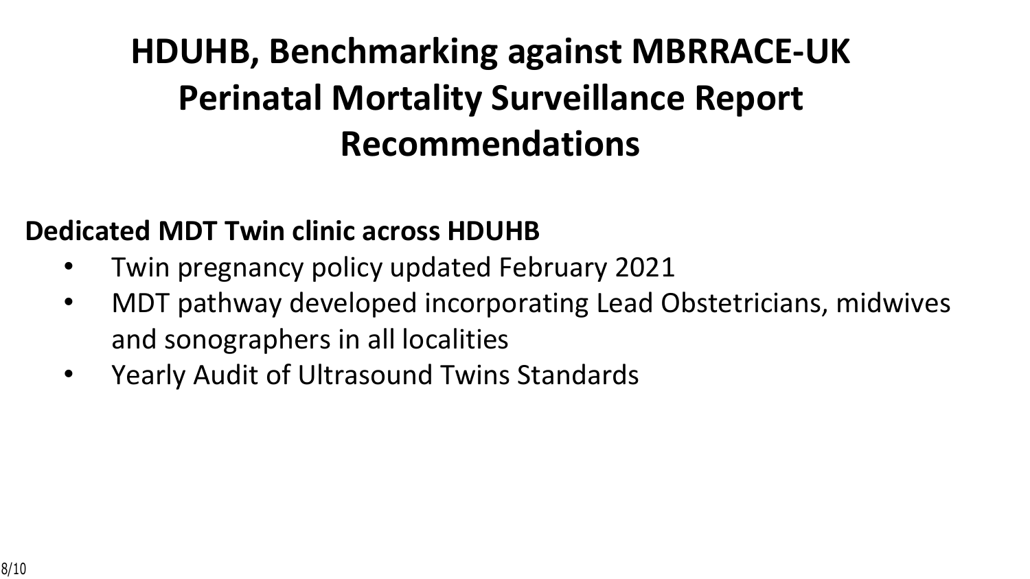# HDUHB, Benchmarking against MBRRACE-UK Perinatal Mortality Surveillance Report Recommendations

**Dedicated MDT Twin clinic across HDUHB**

- Twin pregnancy policy updated February 2021
- MDT pathway developed incorporating Lead Obstetricians, midwives and sonographers in all localities
- Yearly Audit of Ultrasound Twins Standards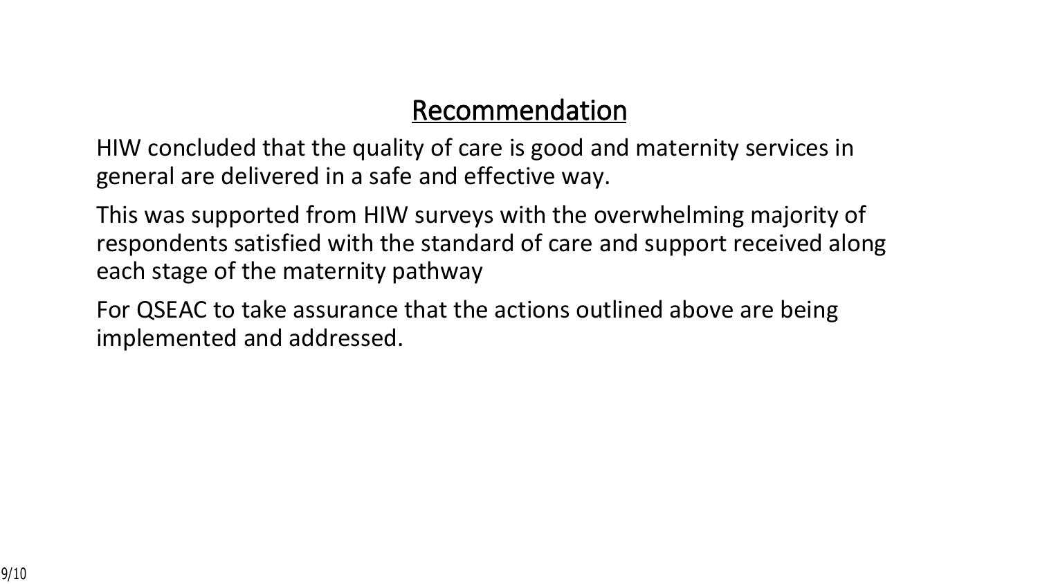# Recommendation

HIW concluded that the quality of care is good and maternity services in general are delivered in a safe and effective way.

This was supported from HIW surveys with the overwhelming majority of respondents satisfied with the standard of care and support received along each stage of the maternity pathway

For QSEAC to take assurance that the actions outlined above are being implemented and addressed.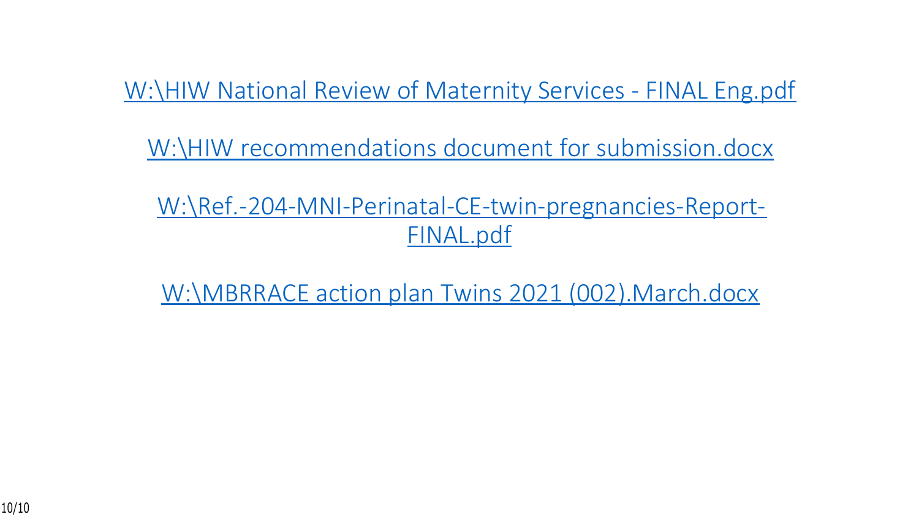W:\HIW National Review of Maternity Services - FINAL Eng.pdf

W:\HIW recommendations document for submission.docx

W:\Ref.-204-MNI-Perinatal-CE-twin-pregnancies-Report-FINAL.pdf

W:\MBRRACE action plan Twins 2021 (002).March.docx